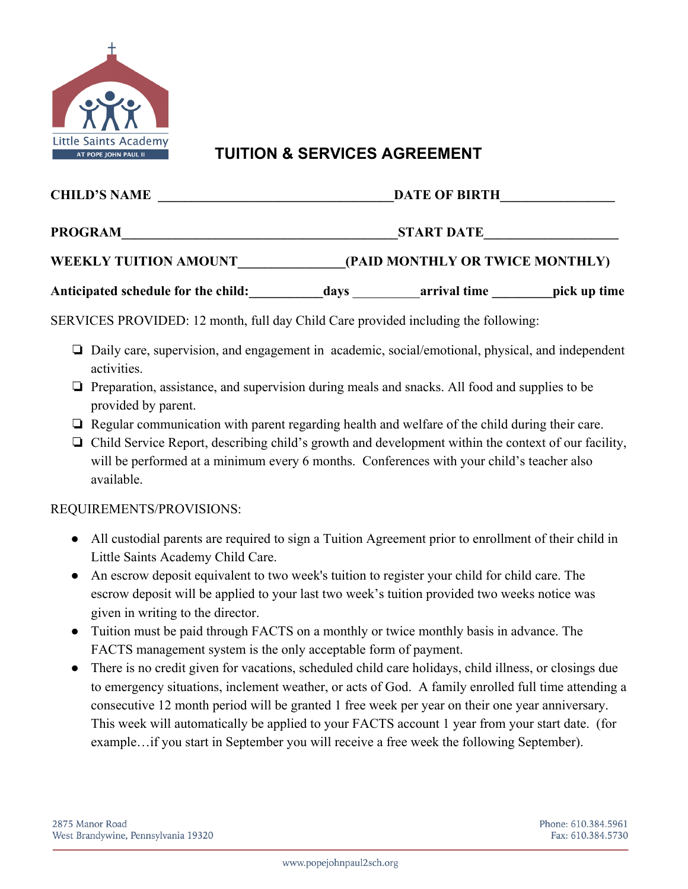Little Saints Academy

AT POPE JOHN PAUL II

# TUITION & SERVICES AGREEMENT

**CHILD'S NAME** ____________________________________**DATE OF BIRTH**_________________

**PROGRAM**__________________________________________**START DATE**____________________

**WEEKLY TUITION AMOUNT**_______________**(PAID MONTHLY OR TWICE MONTHLY)**

**Anticipated schedule for the child:**___________**days** __________**arrival time** _________**pick up time**

SERVICES PROVIDED: 12 month, full day Child Care provided including the following:

- ❏ Daily care, supervision, and engagement in academic, social/emotional, physical, and independent activities.
- ❏ Preparation, assistance, and supervision during meals and snacks. All food and supplies to be provided by parent.
- ❏ Regular communication with parent regarding health and welfare of the child during their care.
- ❏ Child Service Report, describing child's growth and development within the context of our facility, will be performed at a minimum every 6 months. Conferences with your child's teacher also available.

REQUIREMENTS/PROVISIONS:

- All custodial parents are required to sign a Tuition Agreement prior to enrollment of their child in Little Saints Academy Child Care.
- An escrow deposit equivalent to two week's tuition to register your child for child care. The escrow deposit will be applied to your last two week's tuition provided two weeks notice was given in writing to the director.
- Tuition must be paid through FACTS on a monthly or twice monthly basis in advance. The FACTS management system is the only acceptable form of payment.
- There is no credit given for vacations, scheduled child care holidays, child illness, or closings due to emergency situations, inclement weather, or acts of God. A family enrolled full time attending a consecutive 12 month period will be granted 1 free week per year on their one year anniversary. This week will automatically be applied to your FACTS account 1 year from your start date. (for example…if you start in September you will receive a free week the following September).

2875 Manor Road
West Brandywine, Pennsylvania 19320

Phone: 610.384.5961
Fax: 610.384.5730

www.popejohnpaul2sch.org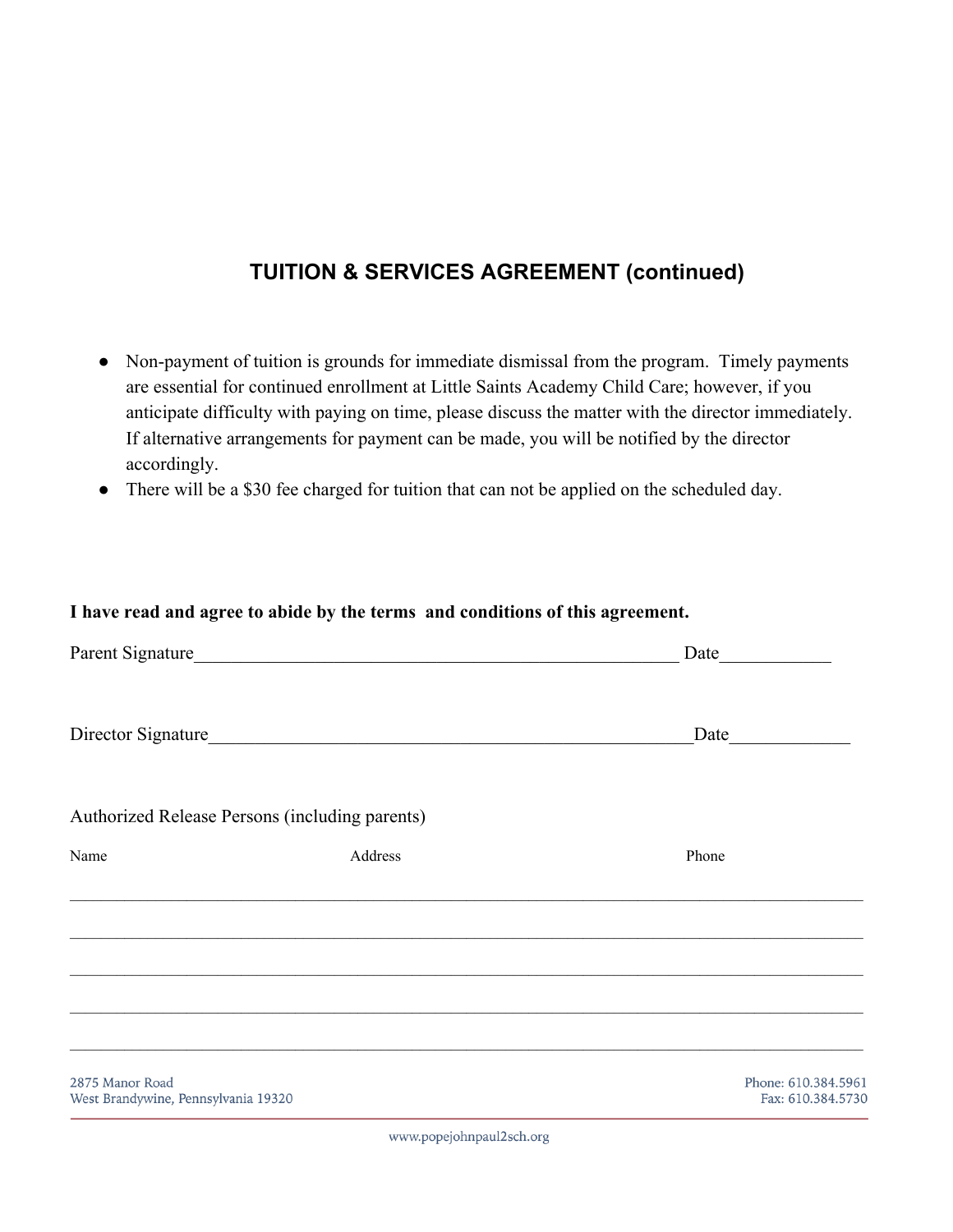## TUITION & SERVICES AGREEMENT (continued)

- Non-payment of tuition is grounds for immediate dismissal from the program. Timely payments are essential for continued enrollment at Little Saints Academy Child Care; however, if you anticipate difficulty with paying on time, please discuss the matter with the director immediately. If alternative arrangements for payment can be made, you will be notified by the director accordingly.
- There will be a $30 fee charged for tuition that can not be applied on the scheduled day.

**I have read and agree to abide by the terms and conditions of this agreement.**

Parent Signature_____________________________________________________ Date____________

Director Signature_____________________________________________________Date_____________

Authorized Release Persons (including parents)

| Name | Address | Phone |
|---|---|---|
| | | |
| | | |
| | | |
| | | |
| | | |

2875 Manor Road
West Brandywine, Pennsylvania 19320

Phone: 610.384.5961
Fax: 610.384.5730

www.popejohnpaul2sch.org